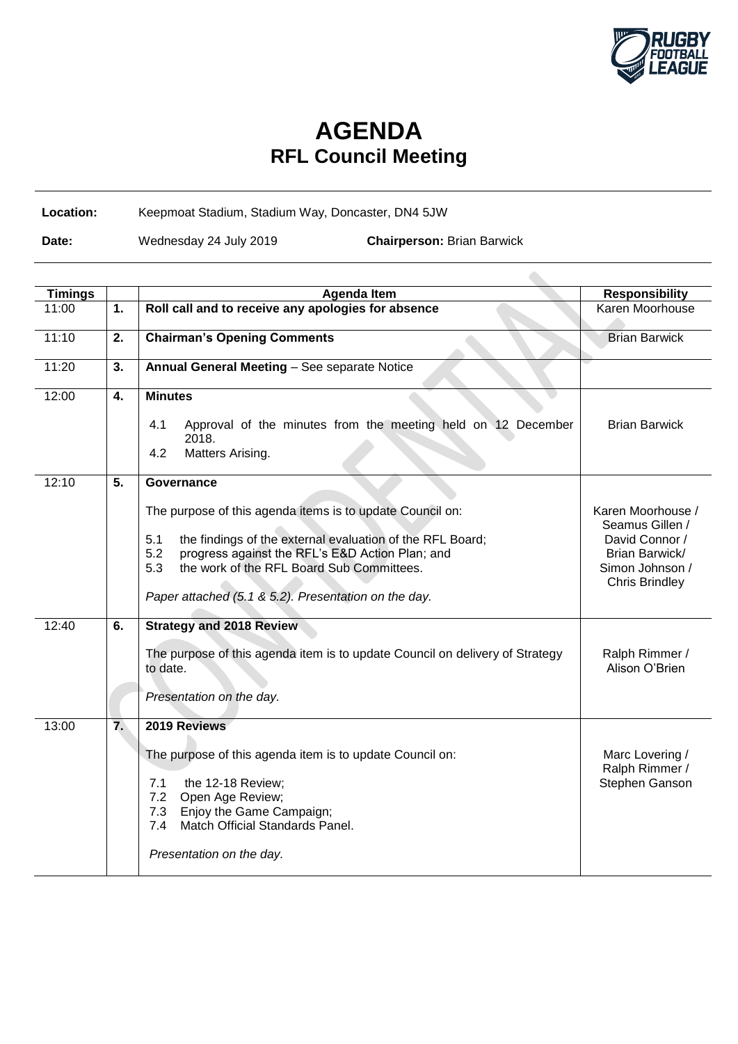# AGENDA
## RFL Council Meeting

**Location:** Keepmoat Stadium, Stadium Way, Doncaster, DN4 5JW

**Date:** Wednesday 24 July 2019 **Chairperson:** Brian Barwick

| Timings | | Agenda Item | Responsibility |
|---|---|---|---|
| 11:00 | **1.** | **Roll call and to receive any apologies for absence** | Karen Moorhouse |
| 11:10 | **2.** | **Chairman's Opening Comments** | Brian Barwick |
| 11:20 | **3.** | **Annual General Meeting** – See separate Notice | |
| 12:00 | **4.** | **Minutes**<br><br>4.1 Approval of the minutes from the meeting held on 12 December 2018.<br>4.2 Matters Arising. | Brian Barwick |
| 12:10 | **5.** | **Governance**<br><br>The purpose of this agenda items is to update Council on:<br><br>5.1 the findings of the external evaluation of the RFL Board;<br>5.2 progress against the RFL's E&D Action Plan; and<br>5.3 the work of the RFL Board Sub Committees.<br><br>*Paper attached (5.1 & 5.2). Presentation on the day.* | Karen Moorhouse / Seamus Gillen / David Connor / Brian Barwick/ Simon Johnson / Chris Brindley |
| 12:40 | **6.** | **Strategy and 2018 Review**<br><br>The purpose of this agenda item is to update Council on delivery of Strategy to date.<br><br>*Presentation on the day.* | Ralph Rimmer / Alison O'Brien |
| 13:00 | **7.** | **2019 Reviews**<br><br>The purpose of this agenda item is to update Council on:<br><br>7.1 the 12-18 Review;<br>7.2 Open Age Review;<br>7.3 Enjoy the Game Campaign;<br>7.4 Match Official Standards Panel.<br><br>*Presentation on the day.* | Marc Lovering / Ralph Rimmer / Stephen Ganson |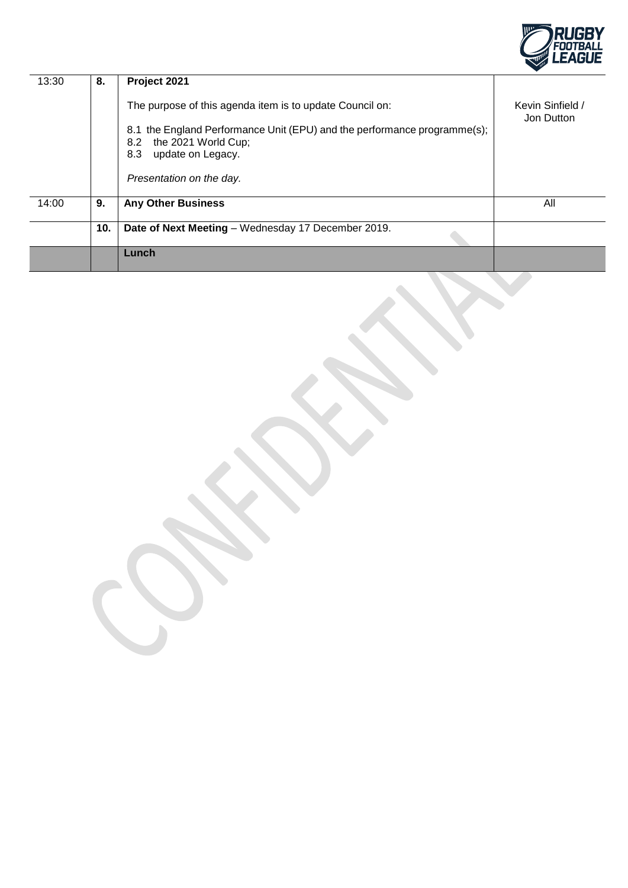| | | | |
|---|---|---|---|
| 13:30 | **8.** | **Project 2021**<br><br>The purpose of this agenda item is to update Council on:<br><br>8.1 the England Performance Unit (EPU) and the performance programme(s);<br>8.2 the 2021 World Cup;<br>8.3 update on Legacy.<br><br>*Presentation on the day.* | Kevin Sinfield / Jon Dutton |
| 14:00 | **9.** | **Any Other Business** | All |
| | **10.** | **Date of Next Meeting** – Wednesday 17 December 2019. | |
| | | **Lunch** | |

CONFIDENTIAL